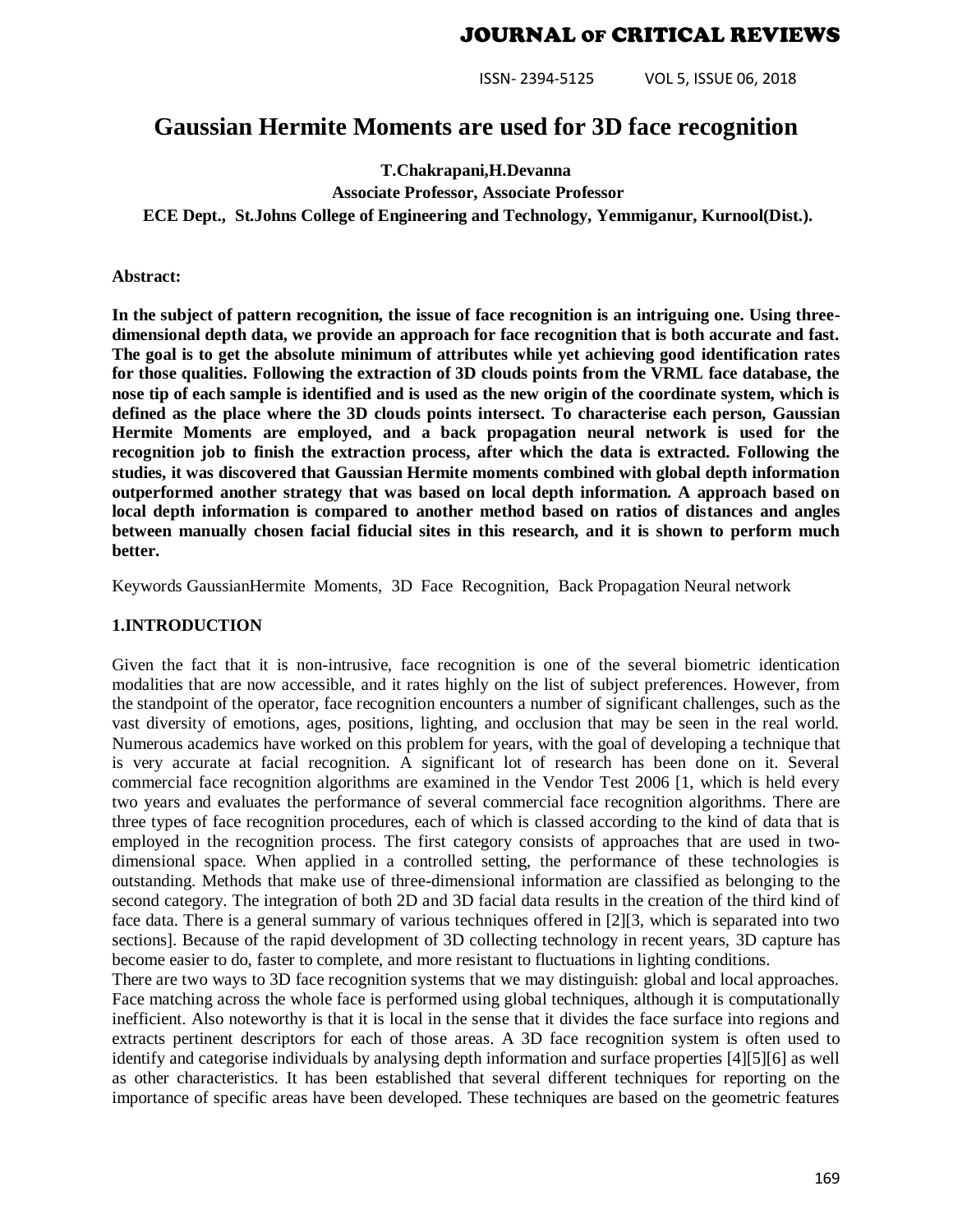# Gaussian Hermite Moments are used for 3D face recognition

**T.Chakrapani,H.Devanna**

**Associate Professor, Associate Professor**

**ECE Dept., St.Johns College of Engineering and Technology, Yemmiganur, Kurnool(Dist.).**

**Abstract:**

**In the subject of pattern recognition, the issue of face recognition is an intriguing one. Using three-dimensional depth data, we provide an approach for face recognition that is both accurate and fast. The goal is to get the absolute minimum of attributes while yet achieving good identification rates for those qualities. Following the extraction of 3D clouds points from the VRML face database, the nose tip of each sample is identified and is used as the new origin of the coordinate system, which is defined as the place where the 3D clouds points intersect. To characterise each person, Gaussian Hermite Moments are employed, and a back propagation neural network is used for the recognition job to finish the extraction process, after which the data is extracted. Following the studies, it was discovered that Gaussian Hermite moments combined with global depth information outperformed another strategy that was based on local depth information. A approach based on local depth information is compared to another method based on ratios of distances and angles between manually chosen facial fiducial sites in this research, and it is shown to perform much better.**

Keywords GaussianHermite Moments, 3D Face Recognition, Back Propagation Neural network

## 1.INTRODUCTION

Given the fact that it is non-intrusive, face recognition is one of the several biometric identication modalities that are now accessible, and it rates highly on the list of subject preferences. However, from the standpoint of the operator, face recognition encounters a number of significant challenges, such as the vast diversity of emotions, ages, positions, lighting, and occlusion that may be seen in the real world. Numerous academics have worked on this problem for years, with the goal of developing a technique that is very accurate at facial recognition. A significant lot of research has been done on it. Several commercial face recognition algorithms are examined in the Vendor Test 2006 [1, which is held every two years and evaluates the performance of several commercial face recognition algorithms. There are three types of face recognition procedures, each of which is classed according to the kind of data that is employed in the recognition process. The first category consists of approaches that are used in two-dimensional space. When applied in a controlled setting, the performance of these technologies is outstanding. Methods that make use of three-dimensional information are classified as belonging to the second category. The integration of both 2D and 3D facial data results in the creation of the third kind of face data. There is a general summary of various techniques offered in [2][3, which is separated into two sections]. Because of the rapid development of 3D collecting technology in recent years, 3D capture has become easier to do, faster to complete, and more resistant to fluctuations in lighting conditions.

There are two ways to 3D face recognition systems that we may distinguish: global and local approaches. Face matching across the whole face is performed using global techniques, although it is computationally inefficient. Also noteworthy is that it is local in the sense that it divides the face surface into regions and extracts pertinent descriptors for each of those areas. A 3D face recognition system is often used to identify and categorise individuals by analysing depth information and surface properties [4][5][6] as well as other characteristics. It has been established that several different techniques for reporting on the importance of specific areas have been developed. These techniques are based on the geometric features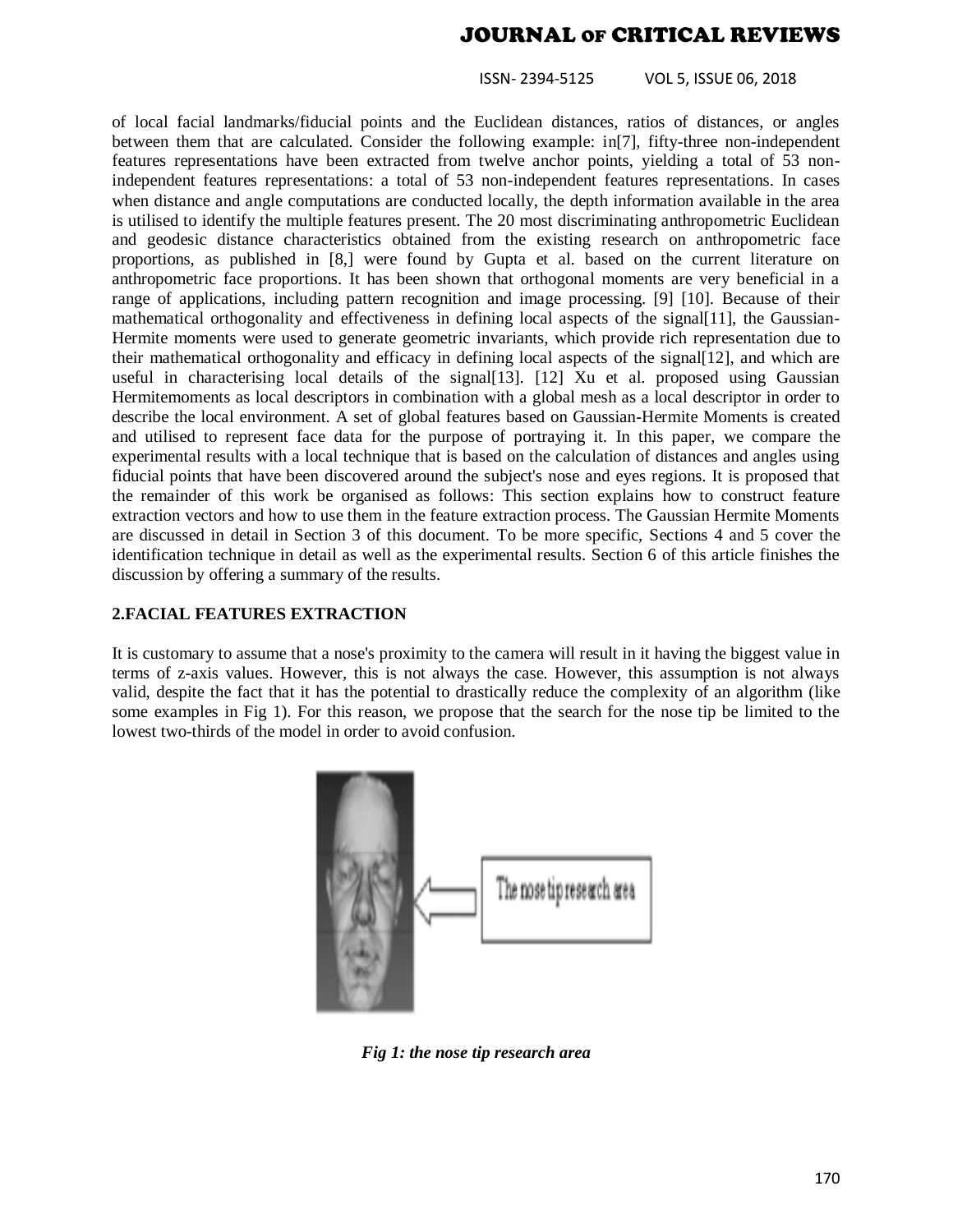of local facial landmarks/fiducial points and the Euclidean distances, ratios of distances, or angles between them that are calculated. Consider the following example: in[7], fifty-three non-independent features representations have been extracted from twelve anchor points, yielding a total of 53 non-independent features representations: a total of 53 non-independent features representations. In cases when distance and angle computations are conducted locally, the depth information available in the area is utilised to identify the multiple features present. The 20 most discriminating anthropometric Euclidean and geodesic distance characteristics obtained from the existing research on anthropometric face proportions, as published in [8,] were found by Gupta et al. based on the current literature on anthropometric face proportions. It has been shown that orthogonal moments are very beneficial in a range of applications, including pattern recognition and image processing. [9] [10]. Because of their mathematical orthogonality and effectiveness in defining local aspects of the signal[11], the Gaussian-Hermite moments were used to generate geometric invariants, which provide rich representation due to their mathematical orthogonality and efficacy in defining local aspects of the signal[12], and which are useful in characterising local details of the signal[13]. [12] Xu et al. proposed using Gaussian Hermitemoments as local descriptors in combination with a global mesh as a local descriptor in order to describe the local environment. A set of global features based on Gaussian-Hermite Moments is created and utilised to represent face data for the purpose of portraying it. In this paper, we compare the experimental results with a local technique that is based on the calculation of distances and angles using fiducial points that have been discovered around the subject's nose and eyes regions. It is proposed that the remainder of this work be organised as follows: This section explains how to construct feature extraction vectors and how to use them in the feature extraction process. The Gaussian Hermite Moments are discussed in detail in Section 3 of this document. To be more specific, Sections 4 and 5 cover the identification technique in detail as well as the experimental results. Section 6 of this article finishes the discussion by offering a summary of the results.

## 2.FACIAL FEATURES EXTRACTION

It is customary to assume that a nose's proximity to the camera will result in it having the biggest value in terms of z-axis values. However, this is not always the case. However, this assumption is not always valid, despite the fact that it has the potential to drastically reduce the complexity of an algorithm (like some examples in Fig 1). For this reason, we propose that the search for the nose tip be limited to the lowest two-thirds of the model in order to avoid confusion.

*Fig 1: the nose tip research area*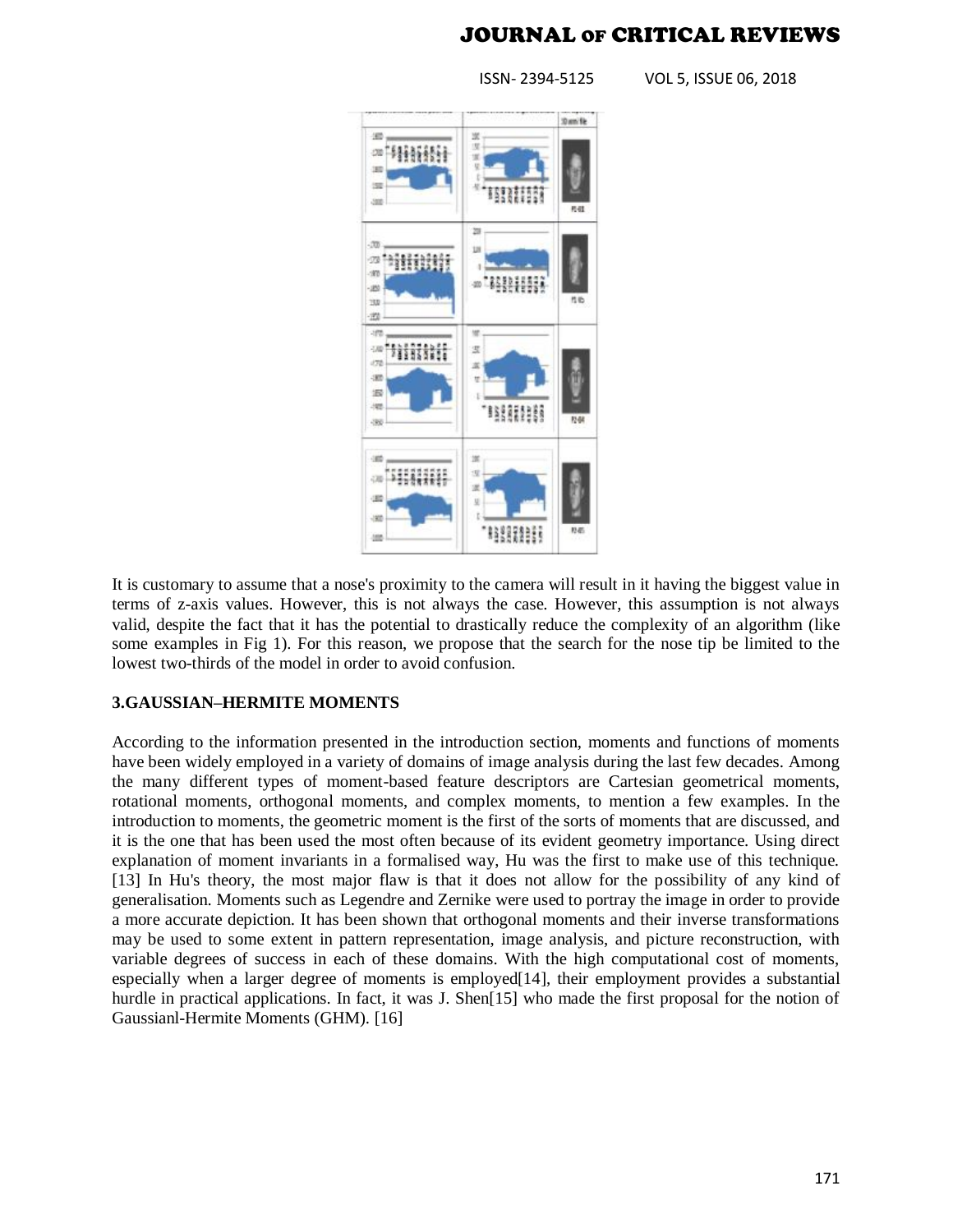It is customary to assume that a nose's proximity to the camera will result in it having the biggest value in terms of z-axis values. However, this is not always the case. However, this assumption is not always valid, despite the fact that it has the potential to drastically reduce the complexity of an algorithm (like some examples in Fig 1). For this reason, we propose that the search for the nose tip be limited to the lowest two-thirds of the model in order to avoid confusion.

### 3.GAUSSIAN–HERMITE MOMENTS

According to the information presented in the introduction section, moments and functions of moments have been widely employed in a variety of domains of image analysis during the last few decades. Among the many different types of moment-based feature descriptors are Cartesian geometrical moments, rotational moments, orthogonal moments, and complex moments, to mention a few examples. In the introduction to moments, the geometric moment is the first of the sorts of moments that are discussed, and it is the one that has been used the most often because of its evident geometry importance. Using direct explanation of moment invariants in a formalised way, Hu was the first to make use of this technique. [13] In Hu's theory, the most major flaw is that it does not allow for the possibility of any kind of generalisation. Moments such as Legendre and Zernike were used to portray the image in order to provide a more accurate depiction. It has been shown that orthogonal moments and their inverse transformations may be used to some extent in pattern representation, image analysis, and picture reconstruction, with variable degrees of success in each of these domains. With the high computational cost of moments, especially when a larger degree of moments is employed[14], their employment provides a substantial hurdle in practical applications. In fact, it was J. Shen[15] who made the first proposal for the notion of Gaussianl-Hermite Moments (GHM). [16]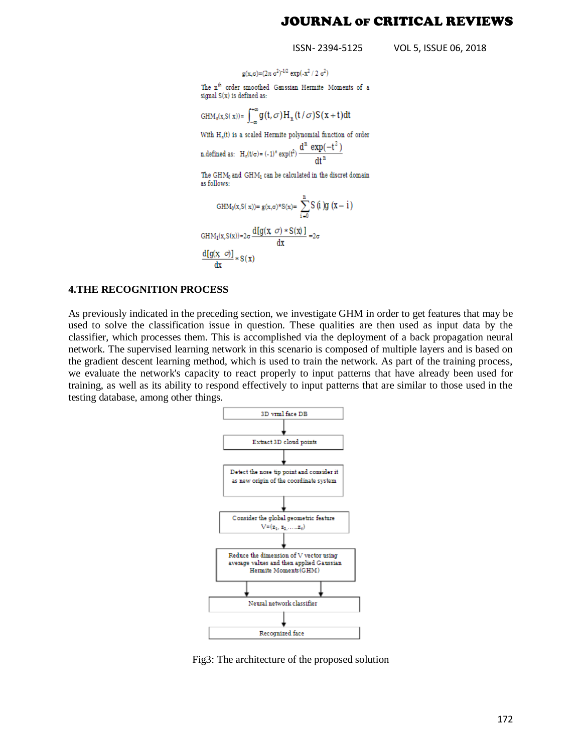$$g(x,\sigma)=(2\pi\sigma^2)^{-1/2}\exp(-x^2/2\sigma^2)$$

The $n^{th}$ order smoothed Gaussian Hermite Moments of a signal $S(x)$ is defined as:

$$GHM_n(x,S(x))=\int_{-\infty}^{+\infty} g(t,\sigma)H_n(t/\sigma)S(x+t)dt$$

With $H_n(t)$ is a scaled Hermite polynomial function of order n.defined as: $H_n(t/\sigma)=(-1)^n\exp(t^2)\dfrac{d^n\exp(-t^2)}{dt^n}$

The $GHM_0$ and $GHM_1$ can be calculated in the discret domain as follows:

$$GHM_0(x,S(x))=g(x,\sigma)*S(x)=\sum_{i=0}^{n} S(i)g(x-i)$$

$$GHM_1(x,S(x))=2\sigma\frac{d[g(x,\sigma)*S(x)]}{dx}=2\sigma\frac{d[g(x,\sigma)]}{dx}*S(x)$$

## 4.THE RECOGNITION PROCESS

As previously indicated in the preceding section, we investigate GHM in order to get features that may be used to solve the classification issue in question. These qualities are then used as input data by the classifier, which processes them. This is accomplished via the deployment of a back propagation neural network. The supervised learning network in this scenario is composed of multiple layers and is based on the gradient descent learning method, which is used to train the network. As part of the training process, we evaluate the network's capacity to react properly to input patterns that have already been used for training, as well as its ability to respond effectively to input patterns that are similar to those used in the testing database, among other things.

3D vrml face DB → Extract 3D cloud points → Detect the nose tip point and consider it as new origin of the coordinate system → Consider the global geometric feature $V=(z_1, z_2, \ldots, z_n)$ → Reduce the dimension of V vector using average values and then applied Gaussian Hermite Moments (GHM) → Neural network classifier → Recognized face

Fig3: The architecture of the proposed solution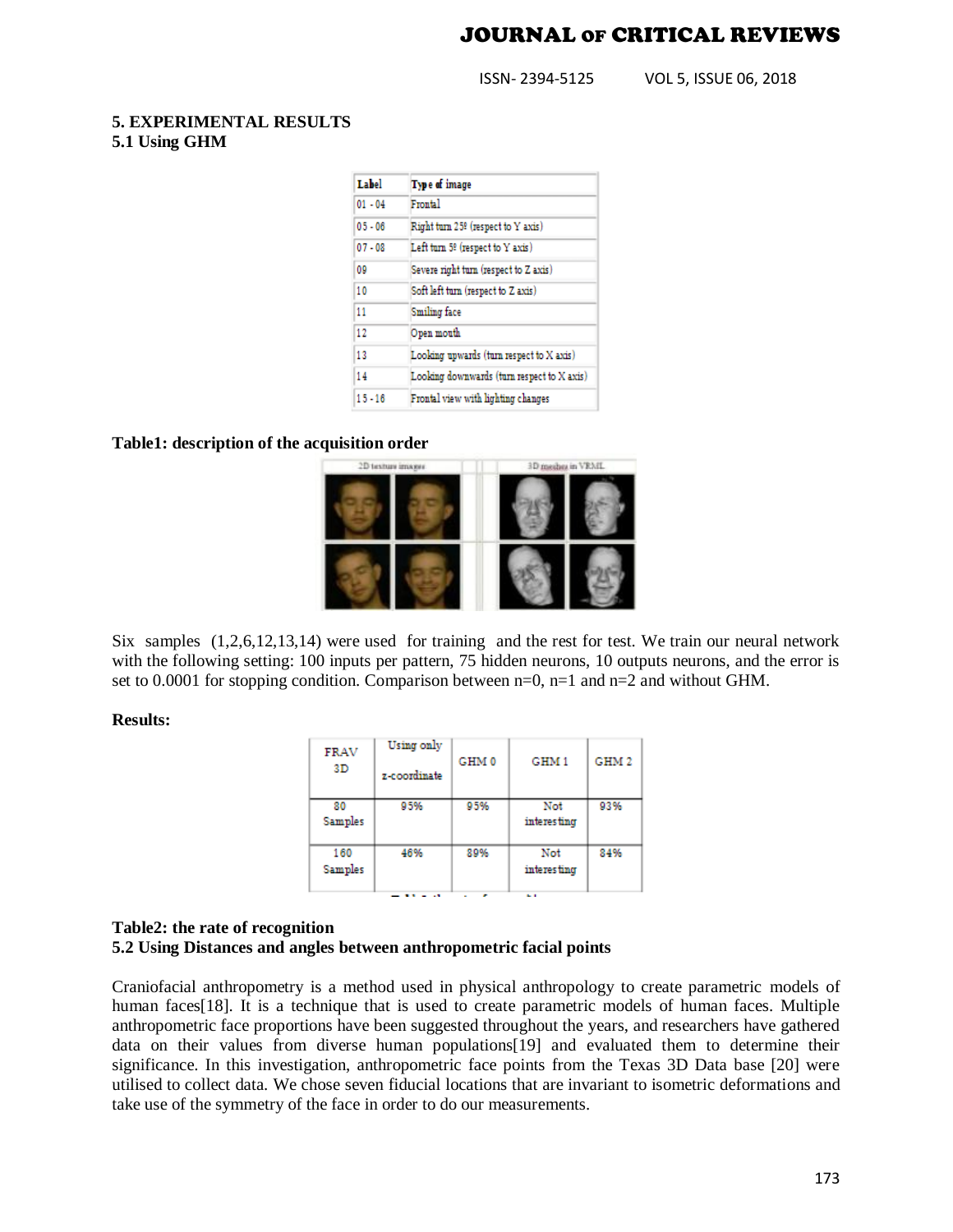## 5. EXPERIMENTAL RESULTS

### 5.1 Using GHM

| Label | Type of image |
|---|---|
| 01 - 04 | Frontal |
| 05 - 06 | Right turn 25º (respect to Y axis) |
| 07 - 08 | Left turn 5º (respect to Y axis) |
| 09 | Severe right turn (respect to Z axis) |
| 10 | Soft left turn (respect to Z axis) |
| 11 | Smiling face |
| 12 | Open mouth |
| 13 | Looking upwards (turn respect to X axis) |
| 14 | Looking downwards (turn respect to X axis) |
| 15 - 16 | Frontal view with lighting changes |

**Table1: description of the acquisition order**

Six samples (1,2,6,12,13,14) were used for training and the rest for test. We train our neural network with the following setting: 100 inputs per pattern, 75 hidden neurons, 10 outputs neurons, and the error is set to 0.0001 for stopping condition. Comparison between n=0, n=1 and n=2 and without GHM.

**Results:**

| FRAV 3D | Using only z-coordinate | GHM 0 | GHM 1 | GHM 2 |
|---|---|---|---|---|
| 80 Samples | 95% | 95% | Not interesting | 93% |
| 160 Samples | 46% | 89% | Not interesting | 84% |

**Table2: the rate of recognition**

### 5.2 Using Distances and angles between anthropometric facial points

Craniofacial anthropometry is a method used in physical anthropology to create parametric models of human faces[18]. It is a technique that is used to create parametric models of human faces. Multiple anthropometric face proportions have been suggested throughout the years, and researchers have gathered data on their values from diverse human populations[19] and evaluated them to determine their significance. In this investigation, anthropometric face points from the Texas 3D Data base [20] were utilised to collect data. We chose seven fiducial locations that are invariant to isometric deformations and take use of the symmetry of the face in order to do our measurements.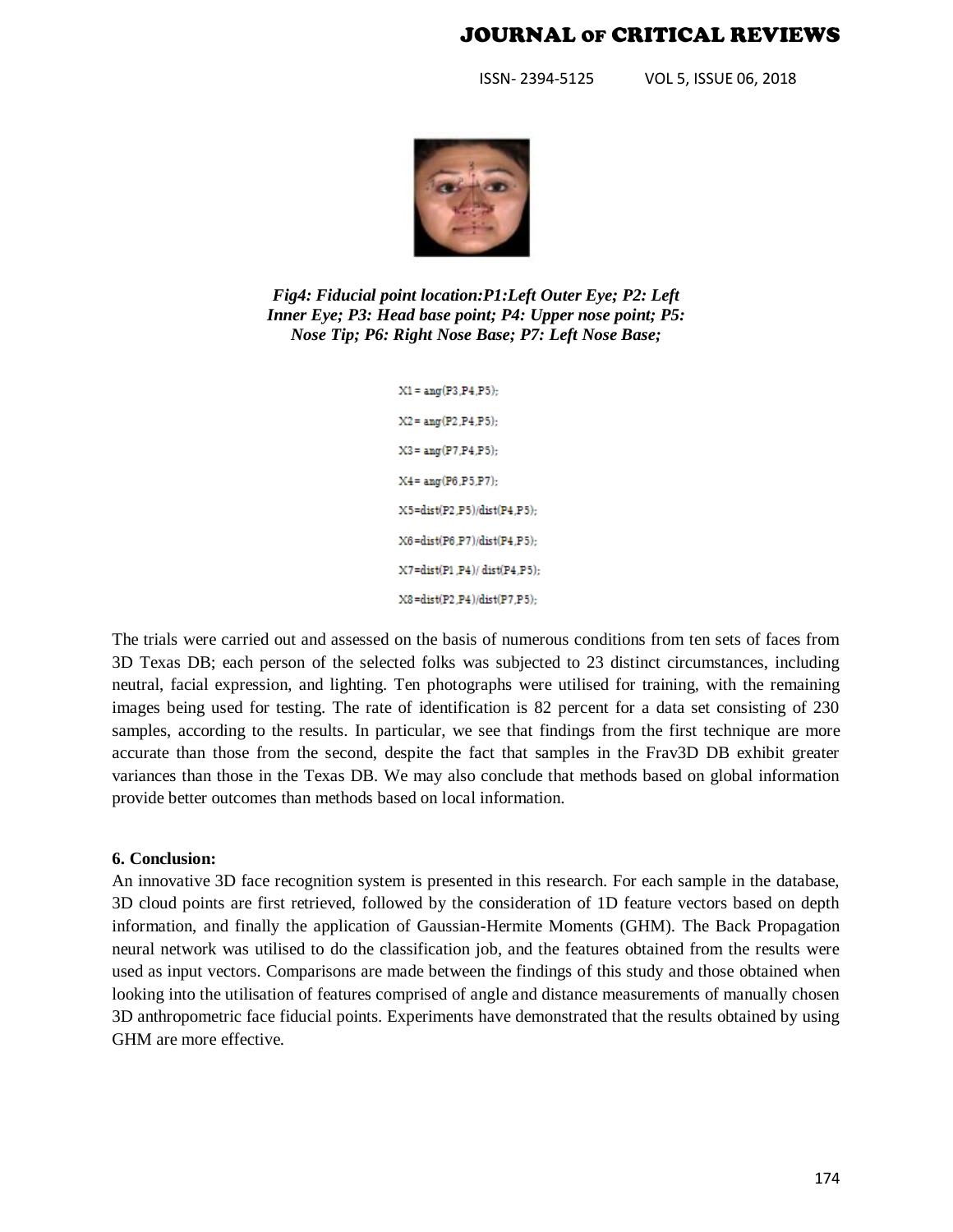*Fig4: Fiducial point location:P1:Left Outer Eye; P2: Left Inner Eye; P3: Head base point; P4: Upper nose point; P5: Nose Tip; P6: Right Nose Base; P7: Left Nose Base;*

```
X1 = ang(P3,P4,P5);
X2 = ang(P2,P4,P5);
X3 = ang(P7,P4,P5);
X4 = ang(P6,P5,P7);
X5=dist(P2,P5)/dist(P4,P5);
X6=dist(P6,P7)/dist(P4,P5);
X7=dist(P1,P4)/ dist(P4,P5);
X8=dist(P2,P4)/dist(P7,P5);
```

The trials were carried out and assessed on the basis of numerous conditions from ten sets of faces from 3D Texas DB; each person of the selected folks was subjected to 23 distinct circumstances, including neutral, facial expression, and lighting. Ten photographs were utilised for training, with the remaining images being used for testing. The rate of identification is 82 percent for a data set consisting of 230 samples, according to the results. In particular, we see that findings from the first technique are more accurate than those from the second, despite the fact that samples in the Frav3D DB exhibit greater variances than those in the Texas DB. We may also conclude that methods based on global information provide better outcomes than methods based on local information.

## 6. Conclusion:

An innovative 3D face recognition system is presented in this research. For each sample in the database, 3D cloud points are first retrieved, followed by the consideration of 1D feature vectors based on depth information, and finally the application of Gaussian-Hermite Moments (GHM). The Back Propagation neural network was utilised to do the classification job, and the features obtained from the results were used as input vectors. Comparisons are made between the findings of this study and those obtained when looking into the utilisation of features comprised of angle and distance measurements of manually chosen 3D anthropometric face fiducial points. Experiments have demonstrated that the results obtained by using GHM are more effective.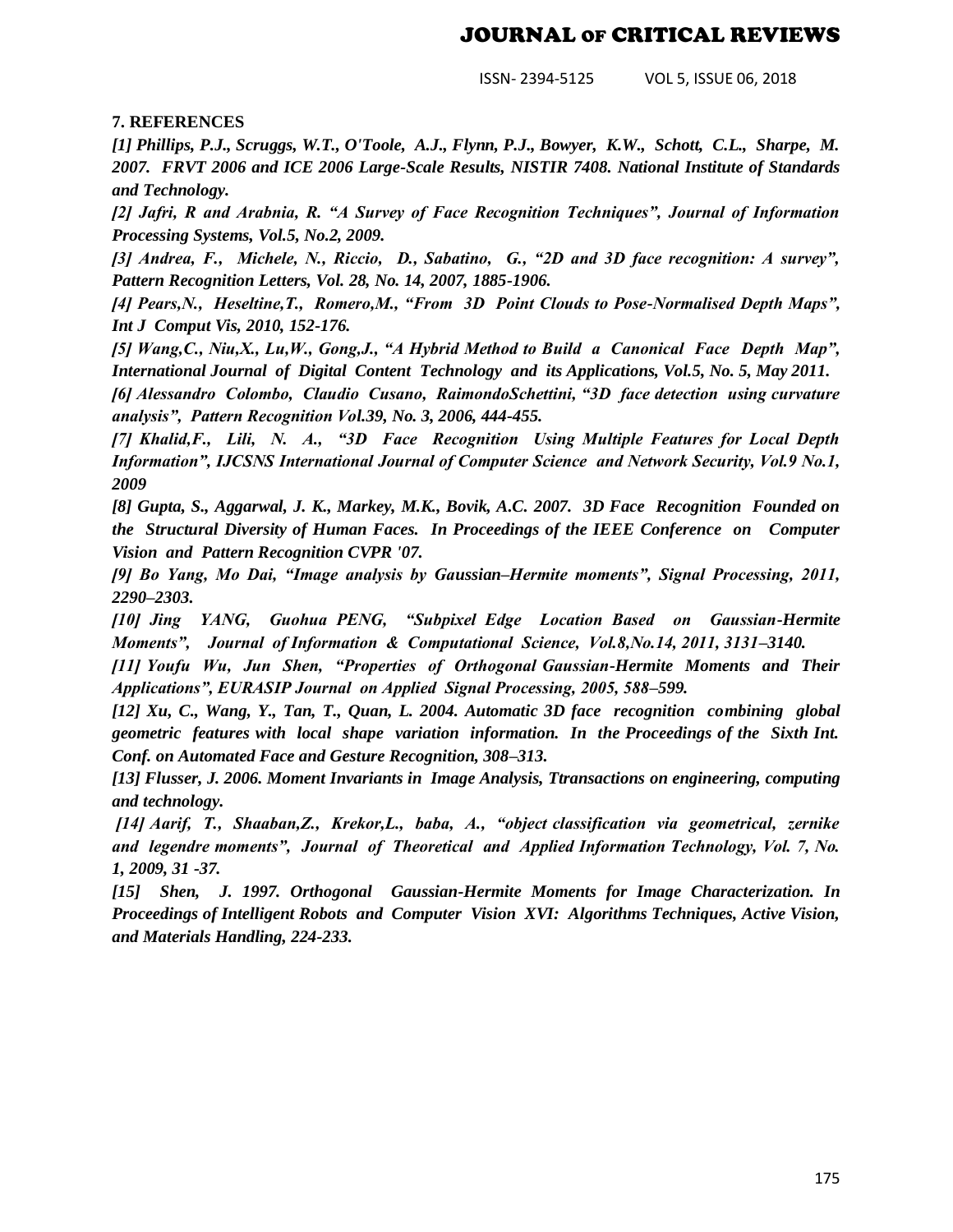**7. REFERENCES**

*[1] Phillips, P.J., Scruggs, W.T., O'Toole, A.J., Flynn, P.J., Bowyer, K.W., Schott, C.L., Sharpe, M. 2007. FRVT 2006 and ICE 2006 Large-Scale Results, NISTIR 7408. National Institute of Standards and Technology.*

*[2] Jafri, R and Arabnia, R. "A Survey of Face Recognition Techniques", Journal of Information Processing Systems, Vol.5, No.2, 2009.*

*[3] Andrea, F., Michele, N., Riccio, D., Sabatino, G., "2D and 3D face recognition: A survey", Pattern Recognition Letters, Vol. 28, No. 14, 2007, 1885-1906.*

*[4] Pears,N., Heseltine,T., Romero,M., "From 3D Point Clouds to Pose-Normalised Depth Maps", Int J Comput Vis, 2010, 152-176.*

*[5] Wang,C., Niu,X., Lu,W., Gong,J., "A Hybrid Method to Build a Canonical Face Depth Map", International Journal of Digital Content Technology and its Applications, Vol.5, No. 5, May 2011.*

*[6] Alessandro Colombo, Claudio Cusano, RaimondoSchettini, "3D face detection using curvature analysis", Pattern Recognition Vol.39, No. 3, 2006, 444-455.*

*[7] Khalid,F., Lili, N. A., "3D Face Recognition Using Multiple Features for Local Depth Information", IJCSNS International Journal of Computer Science and Network Security, Vol.9 No.1, 2009*

*[8] Gupta, S., Aggarwal, J. K., Markey, M.K., Bovik, A.C. 2007. 3D Face Recognition Founded on the Structural Diversity of Human Faces. In Proceedings of the IEEE Conference on Computer Vision and Pattern Recognition CVPR '07.*

*[9] Bo Yang, Mo Dai, "Image analysis by Gaussian–Hermite moments", Signal Processing, 2011, 2290–2303.*

*[10] Jing YANG, Guohua PENG, "Subpixel Edge Location Based on Gaussian-Hermite Moments", Journal of Information & Computational Science, Vol.8,No.14, 2011, 3131–3140.*

*[11] Youfu Wu, Jun Shen, "Properties of Orthogonal Gaussian-Hermite Moments and Their Applications", EURASIP Journal on Applied Signal Processing, 2005, 588–599.*

*[12] Xu, C., Wang, Y., Tan, T., Quan, L. 2004. Automatic 3D face recognition combining global geometric features with local shape variation information. In the Proceedings of the Sixth Int. Conf. on Automated Face and Gesture Recognition, 308–313.*

*[13] Flusser, J. 2006. Moment Invariants in Image Analysis, Ttransactions on engineering, computing and technology.*

*[14] Aarif, T., Shaaban,Z., Krekor,L., baba, A., "object classification via geometrical, zernike and legendre moments", Journal of Theoretical and Applied Information Technology, Vol. 7, No. 1, 2009, 31 -37.*

*[15] Shen, J. 1997. Orthogonal Gaussian-Hermite Moments for Image Characterization. In Proceedings of Intelligent Robots and Computer Vision XVI: Algorithms Techniques, Active Vision, and Materials Handling, 224-233.*